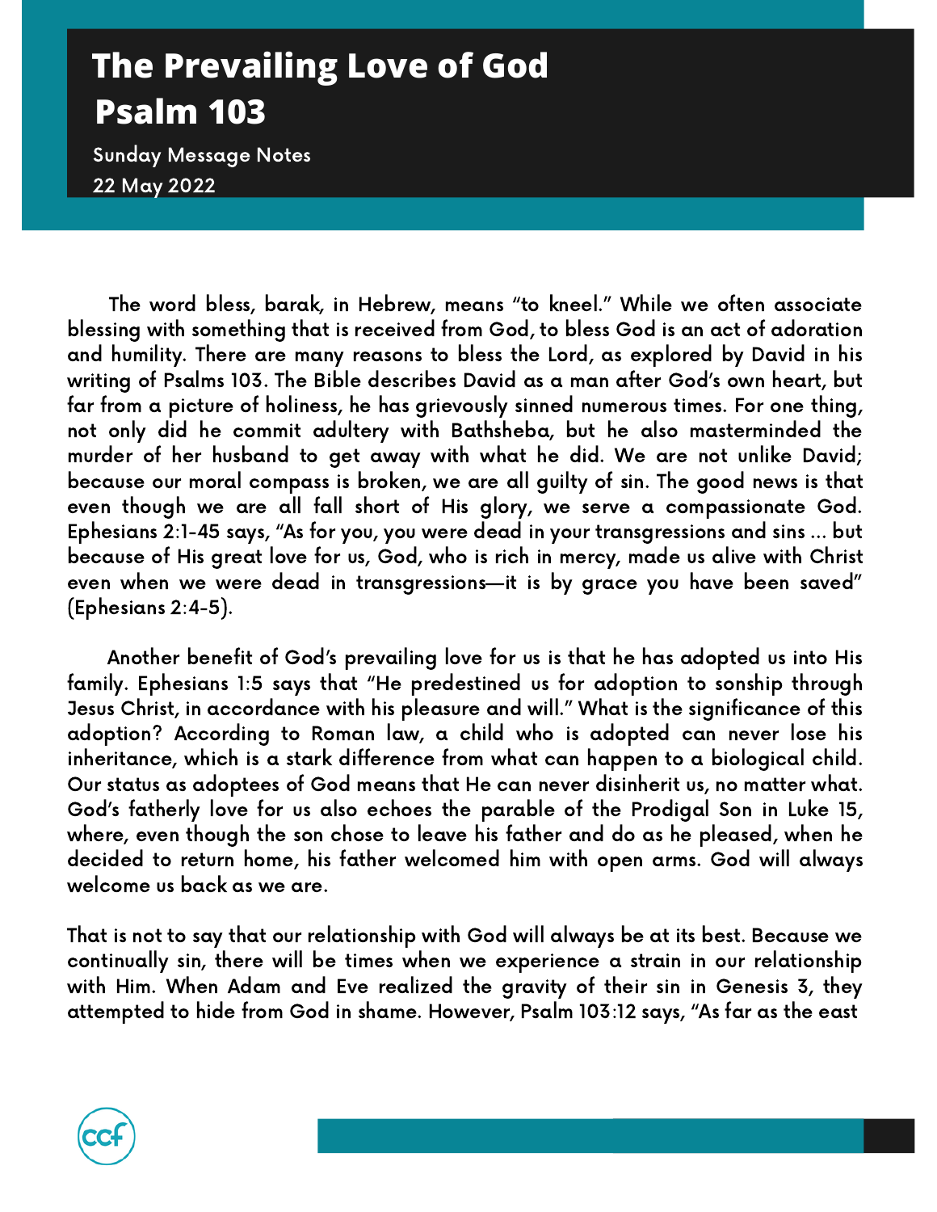# The Prevailing Love of God
# Psalm 103

Sunday Message Notes
22 May 2022

The word bless, barak, in Hebrew, means "to kneel." While we often associate blessing with something that is received from God, to bless God is an act of adoration and humility. There are many reasons to bless the Lord, as explored by David in his writing of Psalms 103. The Bible describes David as a man after God's own heart, but far from a picture of holiness, he has grievously sinned numerous times. For one thing, not only did he commit adultery with Bathsheba, but he also masterminded the murder of her husband to get away with what he did. We are not unlike David; because our moral compass is broken, we are all guilty of sin. The good news is that even though we are all fall short of His glory, we serve a compassionate God. Ephesians 2:1-45 says, "As for you, you were dead in your transgressions and sins ... but because of His great love for us, God, who is rich in mercy, made us alive with Christ even when we were dead in transgressions—it is by grace you have been saved" (Ephesians 2:4-5).

Another benefit of God's prevailing love for us is that he has adopted us into His family. Ephesians 1:5 says that "He predestined us for adoption to sonship through Jesus Christ, in accordance with his pleasure and will." What is the significance of this adoption? According to Roman law, a child who is adopted can never lose his inheritance, which is a stark difference from what can happen to a biological child. Our status as adoptees of God means that He can never disinherit us, no matter what. God's fatherly love for us also echoes the parable of the Prodigal Son in Luke 15, where, even though the son chose to leave his father and do as he pleased, when he decided to return home, his father welcomed him with open arms. God will always welcome us back as we are.

That is not to say that our relationship with God will always be at its best. Because we continually sin, there will be times when we experience a strain in our relationship with Him. When Adam and Eve realized the gravity of their sin in Genesis 3, they attempted to hide from God in shame. However, Psalm 103:12 says, "As far as the east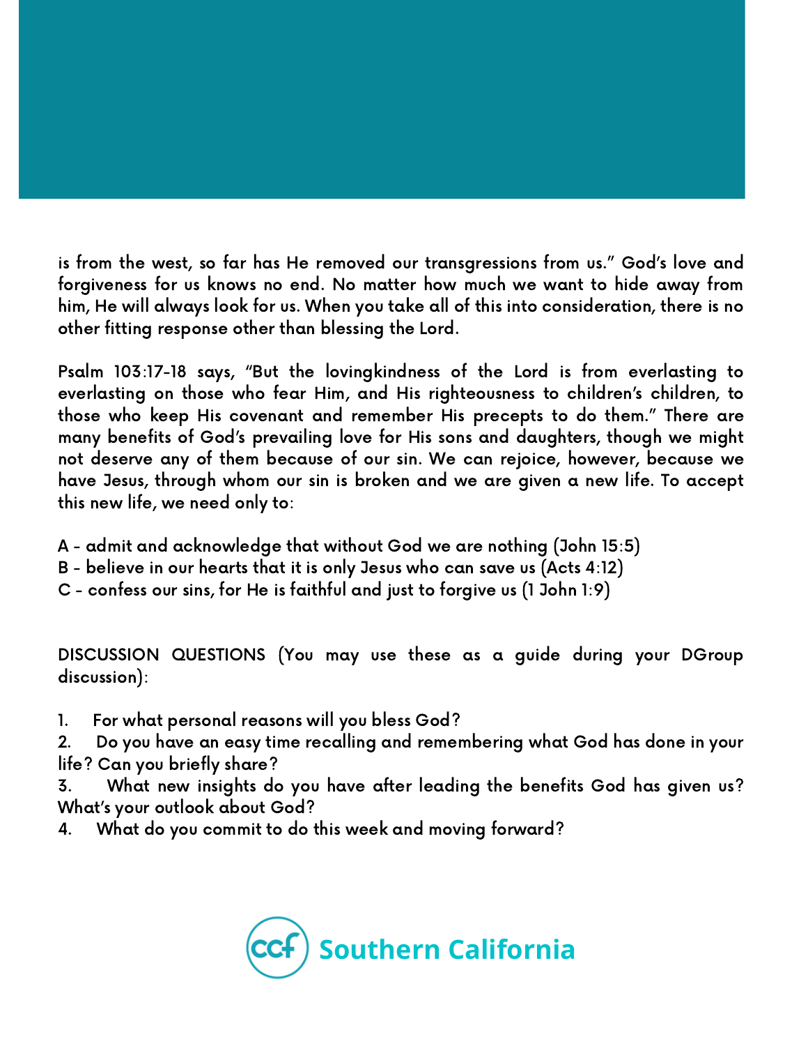is from the west, so far has He removed our transgressions from us." God's love and forgiveness for us knows no end. No matter how much we want to hide away from him, He will always look for us. When you take all of this into consideration, there is no other fitting response other than blessing the Lord.

Psalm 103:17-18 says, "But the lovingkindness of the Lord is from everlasting to everlasting on those who fear Him, and His righteousness to children's children, to those who keep His covenant and remember His precepts to do them." There are many benefits of God's prevailing love for His sons and daughters, though we might not deserve any of them because of our sin. We can rejoice, however, because we have Jesus, through whom our sin is broken and we are given a new life. To accept this new life, we need only to:

A - admit and acknowledge that without God we are nothing (John 15:5)
B - believe in our hearts that it is only Jesus who can save us (Acts 4:12)
C - confess our sins, for He is faithful and just to forgive us (1 John 1:9)

DISCUSSION QUESTIONS (You may use these as a guide during your DGroup discussion):

1. For what personal reasons will you bless God?
2. Do you have an easy time recalling and remembering what God has done in your life? Can you briefly share?
3. What new insights do you have after leading the benefits God has given us? What's your outlook about God?
4. What do you commit to do this week and moving forward?

ccf Southern California